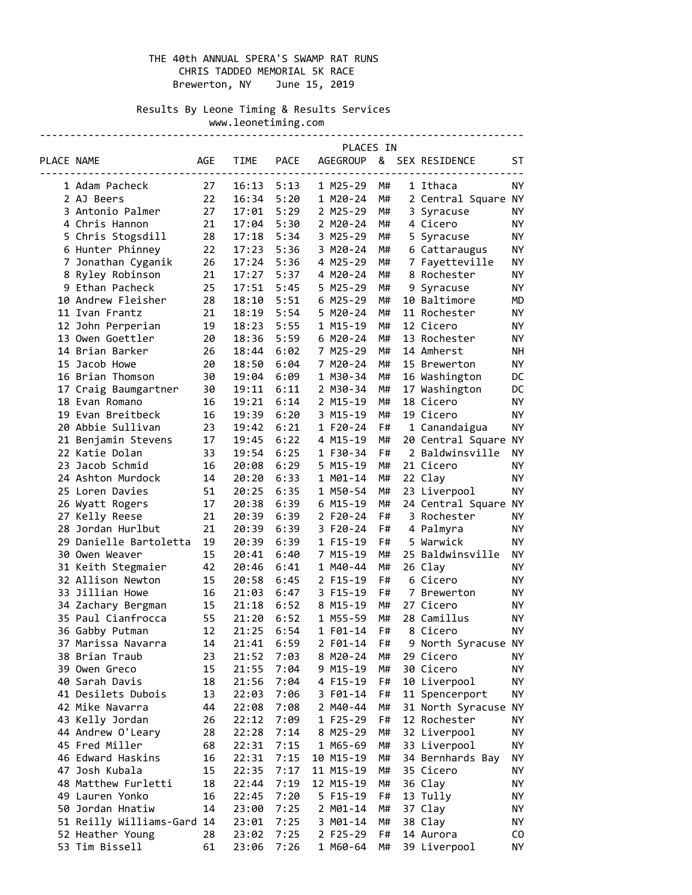# THE 40th ANNUAL SPERA'S SWAMP RAT RUNS

## CHRIS TADDEO MEMORIAL 5K RACE

Brewerton, NY    June 15, 2019

Results By Leone Timing & Results Services
www.leonetiming.com

| PLACE | NAME | AGE | TIME | PACE | PLACES IN AGEGROUP | & | SEX | RESIDENCE | ST |
|---|---|---|---|---|---|---|---|---|---|
| 1 | Adam Pacheck | 27 | 16:13 | 5:13 | 1 M25-29 | M# | 1 | Ithaca | NY |
| 2 | AJ Beers | 22 | 16:34 | 5:20 | 1 M20-24 | M# | 2 | Central Square | NY |
| 3 | Antonio Palmer | 27 | 17:01 | 5:29 | 2 M25-29 | M# | 3 | Syracuse | NY |
| 4 | Chris Hannon | 21 | 17:04 | 5:30 | 2 M20-24 | M# | 4 | Cicero | NY |
| 5 | Chris Stogsdill | 28 | 17:18 | 5:34 | 3 M25-29 | M# | 5 | Syracuse | NY |
| 6 | Hunter Phinney | 22 | 17:23 | 5:36 | 3 M20-24 | M# | 6 | Cattaraugus | NY |
| 7 | Jonathan Cyganik | 26 | 17:24 | 5:36 | 4 M25-29 | M# | 7 | Fayetteville | NY |
| 8 | Ryley Robinson | 21 | 17:27 | 5:37 | 4 M20-24 | M# | 8 | Rochester | NY |
| 9 | Ethan Pacheck | 25 | 17:51 | 5:45 | 5 M25-29 | M# | 9 | Syracuse | NY |
| 10 | Andrew Fleisher | 28 | 18:10 | 5:51 | 6 M25-29 | M# | 10 | Baltimore | MD |
| 11 | Ivan Frantz | 21 | 18:19 | 5:54 | 5 M20-24 | M# | 11 | Rochester | NY |
| 12 | John Perperian | 19 | 18:23 | 5:55 | 1 M15-19 | M# | 12 | Cicero | NY |
| 13 | Owen Goettler | 20 | 18:36 | 5:59 | 6 M20-24 | M# | 13 | Rochester | NY |
| 14 | Brian Barker | 26 | 18:44 | 6:02 | 7 M25-29 | M# | 14 | Amherst | NH |
| 15 | Jacob Howe | 20 | 18:50 | 6:04 | 7 M20-24 | M# | 15 | Brewerton | NY |
| 16 | Brian Thomson | 30 | 19:04 | 6:09 | 1 M30-34 | M# | 16 | Washington | DC |
| 17 | Craig Baumgartner | 30 | 19:11 | 6:11 | 2 M30-34 | M# | 17 | Washington | DC |
| 18 | Evan Romano | 16 | 19:21 | 6:14 | 2 M15-19 | M# | 18 | Cicero | NY |
| 19 | Evan Breitbeck | 16 | 19:39 | 6:20 | 3 M15-19 | M# | 19 | Cicero | NY |
| 20 | Abbie Sullivan | 23 | 19:42 | 6:21 | 1 F20-24 | F# | 1 | Canandaigua | NY |
| 21 | Benjamin Stevens | 17 | 19:45 | 6:22 | 4 M15-19 | M# | 20 | Central Square | NY |
| 22 | Katie Dolan | 33 | 19:54 | 6:25 | 1 F30-34 | F# | 2 | Baldwinsville | NY |
| 23 | Jacob Schmid | 16 | 20:08 | 6:29 | 5 M15-19 | M# | 21 | Cicero | NY |
| 24 | Ashton Murdock | 14 | 20:20 | 6:33 | 1 M01-14 | M# | 22 | Clay | NY |
| 25 | Loren Davies | 51 | 20:25 | 6:35 | 1 M50-54 | M# | 23 | Liverpool | NY |
| 26 | Wyatt Rogers | 17 | 20:38 | 6:39 | 6 M15-19 | M# | 24 | Central Square | NY |
| 27 | Kelly Reese | 21 | 20:39 | 6:39 | 2 F20-24 | F# | 3 | Rochester | NY |
| 28 | Jordan Hurlbut | 21 | 20:39 | 6:39 | 3 F20-24 | F# | 4 | Palmyra | NY |
| 29 | Danielle Bartoletta | 19 | 20:39 | 6:39 | 1 F15-19 | F# | 5 | Warwick | NY |
| 30 | Owen Weaver | 15 | 20:41 | 6:40 | 7 M15-19 | M# | 25 | Baldwinsville | NY |
| 31 | Keith Stegmaier | 42 | 20:46 | 6:41 | 1 M40-44 | M# | 26 | Clay | NY |
| 32 | Allison Newton | 15 | 20:58 | 6:45 | 2 F15-19 | F# | 6 | Cicero | NY |
| 33 | Jillian Howe | 16 | 21:03 | 6:47 | 3 F15-19 | F# | 7 | Brewerton | NY |
| 34 | Zachary Bergman | 15 | 21:18 | 6:52 | 8 M15-19 | M# | 27 | Cicero | NY |
| 35 | Paul Cianfrocca | 55 | 21:20 | 6:52 | 1 M55-59 | M# | 28 | Camillus | NY |
| 36 | Gabby Putman | 12 | 21:25 | 6:54 | 1 F01-14 | F# | 8 | Cicero | NY |
| 37 | Marissa Navarra | 14 | 21:41 | 6:59 | 2 F01-14 | F# | 9 | North Syracuse | NY |
| 38 | Brian Traub | 23 | 21:52 | 7:03 | 8 M20-24 | M# | 29 | Cicero | NY |
| 39 | Owen Greco | 15 | 21:55 | 7:04 | 9 M15-19 | M# | 30 | Cicero | NY |
| 40 | Sarah Davis | 18 | 21:56 | 7:04 | 4 F15-19 | F# | 10 | Liverpool | NY |
| 41 | Desilets Dubois | 13 | 22:03 | 7:06 | 3 F01-14 | F# | 11 | Spencerport | NY |
| 42 | Mike Navarra | 44 | 22:08 | 7:08 | 2 M40-44 | M# | 31 | North Syracuse | NY |
| 43 | Kelly Jordan | 26 | 22:12 | 7:09 | 1 F25-29 | F# | 12 | Rochester | NY |
| 44 | Andrew O'Leary | 28 | 22:28 | 7:14 | 8 M25-29 | M# | 32 | Liverpool | NY |
| 45 | Fred Miller | 68 | 22:31 | 7:15 | 1 M65-69 | M# | 33 | Liverpool | NY |
| 46 | Edward Haskins | 16 | 22:31 | 7:15 | 10 M15-19 | M# | 34 | Bernhards Bay | NY |
| 47 | Josh Kubala | 15 | 22:35 | 7:17 | 11 M15-19 | M# | 35 | Cicero | NY |
| 48 | Matthew Furletti | 18 | 22:44 | 7:19 | 12 M15-19 | M# | 36 | Clay | NY |
| 49 | Lauren Yonko | 16 | 22:45 | 7:20 | 5 F15-19 | F# | 13 | Tully | NY |
| 50 | Jordan Hnatiw | 14 | 23:00 | 7:25 | 2 M01-14 | M# | 37 | Clay | NY |
| 51 | Reilly Williams-Gard | 14 | 23:01 | 7:25 | 3 M01-14 | M# | 38 | Clay | NY |
| 52 | Heather Young | 28 | 23:02 | 7:25 | 2 F25-29 | F# | 14 | Aurora | CO |
| 53 | Tim Bissell | 61 | 23:06 | 7:26 | 1 M60-64 | M# | 39 | Liverpool | NY |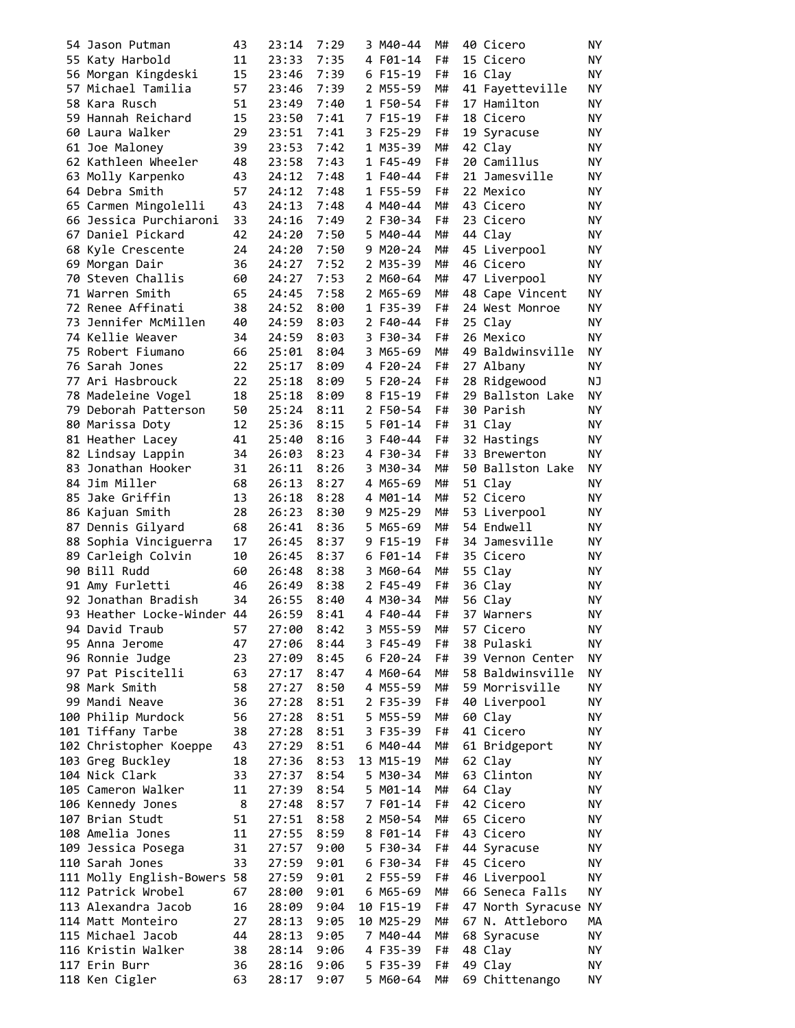```
 54 Jason Putman          43   23:14  7:29    3 M40-44   M#   40 Cicero          NY
 55 Katy Harbold          11   23:33  7:35    4 F01-14   F#   15 Cicero          NY
 56 Morgan Kingdeski      15   23:46  7:39    6 F15-19   F#   16 Clay            NY
 57 Michael Tamilia       57   23:46  7:39    2 M55-59   M#   41 Fayetteville    NY
 58 Kara Rusch            51   23:49  7:40    1 F50-54   F#   17 Hamilton        NY
 59 Hannah Reichard       15   23:50  7:41    7 F15-19   F#   18 Cicero          NY
 60 Laura Walker          29   23:51  7:41    3 F25-29   F#   19 Syracuse        NY
 61 Joe Maloney           39   23:53  7:42    1 M35-39   M#   42 Clay            NY
 62 Kathleen Wheeler      48   23:58  7:43    1 F45-49   F#   20 Camillus        NY
 63 Molly Karpenko        43   24:12  7:48    1 F40-44   F#   21 Jamesville      NY
 64 Debra Smith           57   24:12  7:48    1 F55-59   F#   22 Mexico          NY
 65 Carmen Mingolelli     43   24:13  7:48    4 M40-44   M#   43 Cicero          NY
 66 Jessica Purchiaroni   33   24:16  7:49    2 F30-34   F#   23 Cicero          NY
 67 Daniel Pickard        42   24:20  7:50    5 M40-44   M#   44 Clay            NY
 68 Kyle Crescente        24   24:20  7:50    9 M20-24   M#   45 Liverpool       NY
 69 Morgan Dair           36   24:27  7:52    2 M35-39   M#   46 Cicero          NY
 70 Steven Challis        60   24:27  7:53    2 M60-64   M#   47 Liverpool       NY
 71 Warren Smith          65   24:45  7:58    2 M65-69   M#   48 Cape Vincent    NY
 72 Renee Affinati        38   24:52  8:00    1 F35-39   F#   24 West Monroe     NY
 73 Jennifer McMillen     40   24:59  8:03    2 F40-44   F#   25 Clay            NY
 74 Kellie Weaver         34   24:59  8:03    3 F30-34   F#   26 Mexico          NY
 75 Robert Fiumano        66   25:01  8:04    3 M65-69   M#   49 Baldwinsville   NY
 76 Sarah Jones           22   25:17  8:09    4 F20-24   F#   27 Albany          NY
 77 Ari Hasbrouck         22   25:18  8:09    5 F20-24   F#   28 Ridgewood       NJ
 78 Madeleine Vogel       18   25:18  8:09    8 F15-19   F#   29 Ballston Lake   NY
 79 Deborah Patterson     50   25:24  8:11    2 F50-54   F#   30 Parish          NY
 80 Marissa Doty          12   25:36  8:15    5 F01-14   F#   31 Clay            NY
 81 Heather Lacey         41   25:40  8:16    3 F40-44   F#   32 Hastings        NY
 82 Lindsay Lappin        34   26:03  8:23    4 F30-34   F#   33 Brewerton       NY
 83 Jonathan Hooker       31   26:11  8:26    3 M30-34   M#   50 Ballston Lake   NY
 84 Jim Miller            68   26:13  8:27    4 M65-69   M#   51 Clay            NY
 85 Jake Griffin          13   26:18  8:28    4 M01-14   M#   52 Cicero          NY
 86 Kajuan Smith          28   26:23  8:30    9 M25-29   M#   53 Liverpool       NY
 87 Dennis Gilyard        68   26:41  8:36    5 M65-69   M#   54 Endwell         NY
 88 Sophia Vinciguerra    17   26:45  8:37    9 F15-19   F#   34 Jamesville      NY
 89 Carleigh Colvin       10   26:45  8:37    6 F01-14   F#   35 Cicero          NY
 90 Bill Rudd             60   26:48  8:38    3 M60-64   M#   55 Clay            NY
 91 Amy Furletti          46   26:49  8:38    2 F45-49   F#   36 Clay            NY
 92 Jonathan Bradish      34   26:55  8:40    4 M30-34   M#   56 Clay            NY
 93 Heather Locke-Winder  44   26:59  8:41    4 F40-44   F#   37 Warners         NY
 94 David Traub           57   27:00  8:42    3 M55-59   M#   57 Cicero          NY
 95 Anna Jerome           47   27:06  8:44    3 F45-49   F#   38 Pulaski         NY
 96 Ronnie Judge          23   27:09  8:45    6 F20-24   F#   39 Vernon Center   NY
 97 Pat Piscitelli        63   27:17  8:47    4 M60-64   M#   58 Baldwinsville   NY
 98 Mark Smith            58   27:27  8:50    4 M55-59   M#   59 Morrisville     NY
 99 Mandi Neave           36   27:28  8:51    2 F35-39   F#   40 Liverpool       NY
100 Philip Murdock        56   27:28  8:51    5 M55-59   M#   60 Clay            NY
101 Tiffany Tarbe         38   27:28  8:51    3 F35-39   F#   41 Cicero          NY
102 Christopher Koeppe    43   27:29  8:51    6 M40-44   M#   61 Bridgeport      NY
103 Greg Buckley          18   27:36  8:53   13 M15-19   M#   62 Clay            NY
104 Nick Clark            33   27:37  8:54    5 M30-34   M#   63 Clinton         NY
105 Cameron Walker        11   27:39  8:54    5 M01-14   M#   64 Clay            NY
106 Kennedy Jones          8   27:48  8:57    7 F01-14   F#   42 Cicero          NY
107 Brian Studt           51   27:51  8:58    2 M50-54   M#   65 Cicero          NY
108 Amelia Jones          11   27:55  8:59    8 F01-14   F#   43 Cicero          NY
109 Jessica Posega        31   27:57  9:00    5 F30-34   F#   44 Syracuse        NY
110 Sarah Jones           33   27:59  9:01    6 F30-34   F#   45 Cicero          NY
111 Molly English-Bowers  58   27:59  9:01    2 F55-59   F#   46 Liverpool       NY
112 Patrick Wrobel        67   28:00  9:01    6 M65-69   M#   66 Seneca Falls    NY
113 Alexandra Jacob       16   28:09  9:04   10 F15-19   F#   47 North Syracuse  NY
114 Matt Monteiro         27   28:13  9:05   10 M25-29   M#   67 N. Attleboro    MA
115 Michael Jacob         44   28:13  9:05    7 M40-44   M#   68 Syracuse        NY
116 Kristin Walker        38   28:14  9:06    4 F35-39   F#   48 Clay            NY
117 Erin Burr             36   28:16  9:06    5 F35-39   F#   49 Clay            NY
118 Ken Cigler            63   28:17  9:07    5 M60-64   M#   69 Chittenango     NY
```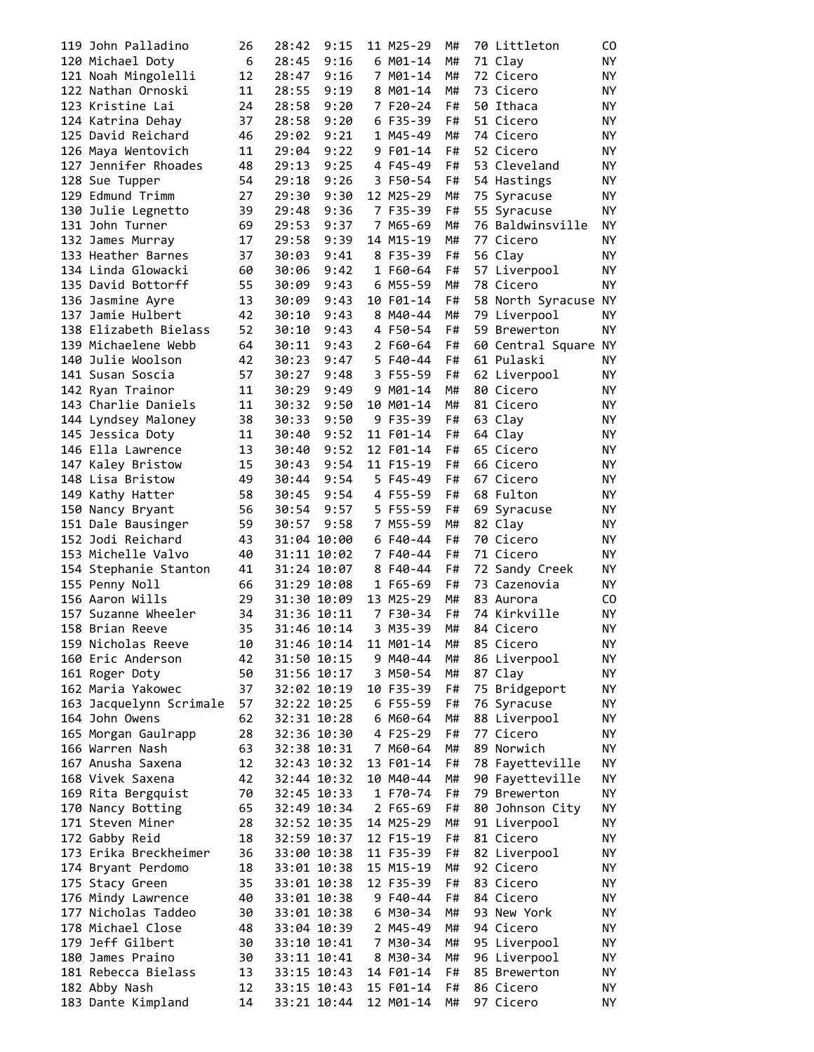| Place | Name | Age | Time | Pace | Div Place | Division | Sex | Sex Place | City | State |
|---|---|---|---|---|---|---|---|---|---|---|
| 119 | John Palladino | 26 | 28:42 | 9:15 | 11 | M25-29 | M# | 70 | Littleton | CO |
| 120 | Michael Doty | 6 | 28:45 | 9:16 | 6 | M01-14 | M# | 71 | Clay | NY |
| 121 | Noah Mingolelli | 12 | 28:47 | 9:16 | 7 | M01-14 | M# | 72 | Cicero | NY |
| 122 | Nathan Ornoski | 11 | 28:55 | 9:19 | 8 | M01-14 | M# | 73 | Cicero | NY |
| 123 | Kristine Lai | 24 | 28:58 | 9:20 | 7 | F20-24 | F# | 50 | Ithaca | NY |
| 124 | Katrina Dehay | 37 | 28:58 | 9:20 | 6 | F35-39 | F# | 51 | Cicero | NY |
| 125 | David Reichard | 46 | 29:02 | 9:21 | 1 | M45-49 | M# | 74 | Cicero | NY |
| 126 | Maya Wentovich | 11 | 29:04 | 9:22 | 9 | F01-14 | F# | 52 | Cicero | NY |
| 127 | Jennifer Rhoades | 48 | 29:13 | 9:25 | 4 | F45-49 | F# | 53 | Cleveland | NY |
| 128 | Sue Tupper | 54 | 29:18 | 9:26 | 3 | F50-54 | F# | 54 | Hastings | NY |
| 129 | Edmund Trimm | 27 | 29:30 | 9:30 | 12 | M25-29 | M# | 75 | Syracuse | NY |
| 130 | Julie Legnetto | 39 | 29:48 | 9:36 | 7 | F35-39 | F# | 55 | Syracuse | NY |
| 131 | John Turner | 69 | 29:53 | 9:37 | 7 | M65-69 | M# | 76 | Baldwinsville | NY |
| 132 | James Murray | 17 | 29:58 | 9:39 | 14 | M15-19 | M# | 77 | Cicero | NY |
| 133 | Heather Barnes | 37 | 30:03 | 9:41 | 8 | F35-39 | F# | 56 | Clay | NY |
| 134 | Linda Glowacki | 60 | 30:06 | 9:42 | 1 | F60-64 | F# | 57 | Liverpool | NY |
| 135 | David Bottorff | 55 | 30:09 | 9:43 | 6 | M55-59 | M# | 78 | Cicero | NY |
| 136 | Jasmine Ayre | 13 | 30:09 | 9:43 | 10 | F01-14 | F# | 58 | North Syracuse | NY |
| 137 | Jamie Hulbert | 42 | 30:10 | 9:43 | 8 | M40-44 | M# | 79 | Liverpool | NY |
| 138 | Elizabeth Bielass | 52 | 30:10 | 9:43 | 4 | F50-54 | F# | 59 | Brewerton | NY |
| 139 | Michaelene Webb | 64 | 30:11 | 9:43 | 2 | F60-64 | F# | 60 | Central Square | NY |
| 140 | Julie Woolson | 42 | 30:23 | 9:47 | 5 | F40-44 | F# | 61 | Pulaski | NY |
| 141 | Susan Soscia | 57 | 30:27 | 9:48 | 3 | F55-59 | F# | 62 | Liverpool | NY |
| 142 | Ryan Trainor | 11 | 30:29 | 9:49 | 9 | M01-14 | M# | 80 | Cicero | NY |
| 143 | Charlie Daniels | 11 | 30:32 | 9:50 | 10 | M01-14 | M# | 81 | Cicero | NY |
| 144 | Lyndsey Maloney | 38 | 30:33 | 9:50 | 9 | F35-39 | F# | 63 | Clay | NY |
| 145 | Jessica Doty | 11 | 30:40 | 9:52 | 11 | F01-14 | F# | 64 | Clay | NY |
| 146 | Ella Lawrence | 13 | 30:40 | 9:52 | 12 | F01-14 | F# | 65 | Cicero | NY |
| 147 | Kaley Bristow | 15 | 30:43 | 9:54 | 11 | F15-19 | F# | 66 | Cicero | NY |
| 148 | Lisa Bristow | 49 | 30:44 | 9:54 | 5 | F45-49 | F# | 67 | Cicero | NY |
| 149 | Kathy Hatter | 58 | 30:45 | 9:54 | 4 | F55-59 | F# | 68 | Fulton | NY |
| 150 | Nancy Bryant | 56 | 30:54 | 9:57 | 5 | F55-59 | F# | 69 | Syracuse | NY |
| 151 | Dale Bausinger | 59 | 30:57 | 9:58 | 7 | M55-59 | M# | 82 | Clay | NY |
| 152 | Jodi Reichard | 43 | 31:04 | 10:00 | 6 | F40-44 | F# | 70 | Cicero | NY |
| 153 | Michelle Valvo | 40 | 31:11 | 10:02 | 7 | F40-44 | F# | 71 | Cicero | NY |
| 154 | Stephanie Stanton | 41 | 31:24 | 10:07 | 8 | F40-44 | F# | 72 | Sandy Creek | NY |
| 155 | Penny Noll | 66 | 31:29 | 10:08 | 1 | F65-69 | F# | 73 | Cazenovia | NY |
| 156 | Aaron Wills | 29 | 31:30 | 10:09 | 13 | M25-29 | M# | 83 | Aurora | CO |
| 157 | Suzanne Wheeler | 34 | 31:36 | 10:11 | 7 | F30-34 | F# | 74 | Kirkville | NY |
| 158 | Brian Reeve | 35 | 31:46 | 10:14 | 3 | M35-39 | M# | 84 | Cicero | NY |
| 159 | Nicholas Reeve | 10 | 31:46 | 10:14 | 11 | M01-14 | M# | 85 | Cicero | NY |
| 160 | Eric Anderson | 42 | 31:50 | 10:15 | 9 | M40-44 | M# | 86 | Liverpool | NY |
| 161 | Roger Doty | 50 | 31:56 | 10:17 | 3 | M50-54 | M# | 87 | Clay | NY |
| 162 | Maria Yakowec | 37 | 32:02 | 10:19 | 10 | F35-39 | F# | 75 | Bridgeport | NY |
| 163 | Jacquelynn Scrimale | 57 | 32:22 | 10:25 | 6 | F55-59 | F# | 76 | Syracuse | NY |
| 164 | John Owens | 62 | 32:31 | 10:28 | 6 | M60-64 | M# | 88 | Liverpool | NY |
| 165 | Morgan Gaulrapp | 28 | 32:36 | 10:30 | 4 | F25-29 | F# | 77 | Cicero | NY |
| 166 | Warren Nash | 63 | 32:38 | 10:31 | 7 | M60-64 | M# | 89 | Norwich | NY |
| 167 | Anusha Saxena | 12 | 32:43 | 10:32 | 13 | F01-14 | F# | 78 | Fayetteville | NY |
| 168 | Vivek Saxena | 42 | 32:44 | 10:32 | 10 | M40-44 | M# | 90 | Fayetteville | NY |
| 169 | Rita Bergquist | 70 | 32:45 | 10:33 | 1 | F70-74 | F# | 79 | Brewerton | NY |
| 170 | Nancy Botting | 65 | 32:49 | 10:34 | 2 | F65-69 | F# | 80 | Johnson City | NY |
| 171 | Steven Miner | 28 | 32:52 | 10:35 | 14 | M25-29 | M# | 91 | Liverpool | NY |
| 172 | Gabby Reid | 18 | 32:59 | 10:37 | 12 | F15-19 | F# | 81 | Cicero | NY |
| 173 | Erika Breckheimer | 36 | 33:00 | 10:38 | 11 | F35-39 | F# | 82 | Liverpool | NY |
| 174 | Bryant Perdomo | 18 | 33:01 | 10:38 | 15 | M15-19 | M# | 92 | Cicero | NY |
| 175 | Stacy Green | 35 | 33:01 | 10:38 | 12 | F35-39 | F# | 83 | Cicero | NY |
| 176 | Mindy Lawrence | 40 | 33:01 | 10:38 | 9 | F40-44 | F# | 84 | Cicero | NY |
| 177 | Nicholas Taddeo | 30 | 33:01 | 10:38 | 6 | M30-34 | M# | 93 | New York | NY |
| 178 | Michael Close | 48 | 33:04 | 10:39 | 2 | M45-49 | M# | 94 | Cicero | NY |
| 179 | Jeff Gilbert | 30 | 33:10 | 10:41 | 7 | M30-34 | M# | 95 | Liverpool | NY |
| 180 | James Praino | 30 | 33:11 | 10:41 | 8 | M30-34 | M# | 96 | Liverpool | NY |
| 181 | Rebecca Bielass | 13 | 33:15 | 10:43 | 14 | F01-14 | F# | 85 | Brewerton | NY |
| 182 | Abby Nash | 12 | 33:15 | 10:43 | 15 | F01-14 | F# | 86 | Cicero | NY |
| 183 | Dante Kimpland | 14 | 33:21 | 10:44 | 12 | M01-14 | M# | 97 | Cicero | NY |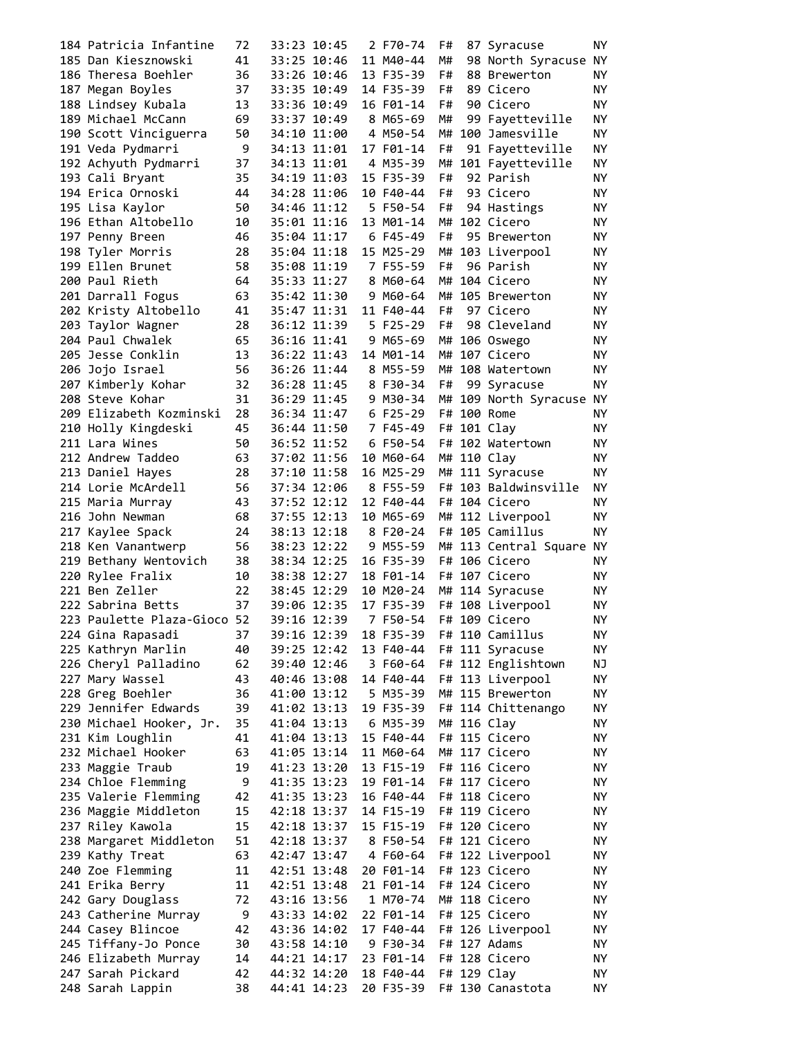```
184 Patricia Infantine   72   33:23 10:45   2 F70-74  F#   87 Syracuse         NY
185 Dan Kiesznowski      41   33:25 10:46  11 M40-44  M#   98 North Syracuse NY
186 Theresa Boehler      36   33:26 10:46  13 F35-39  F#   88 Brewerton        NY
187 Megan Boyles         37   33:35 10:49  14 F35-39  F#   89 Cicero           NY
188 Lindsey Kubala       13   33:36 10:49  16 F01-14  F#   90 Cicero           NY
189 Michael McCann       69   33:37 10:49   8 M65-69  M#   99 Fayetteville     NY
190 Scott Vinciguerra    50   34:10 11:00   4 M50-54  M# 100 Jamesville        NY
191 Veda Pydmarri         9   34:13 11:01  17 F01-14  F#   91 Fayetteville     NY
192 Achyuth Pydmarri     37   34:13 11:01   4 M35-39  M# 101 Fayetteville      NY
193 Cali Bryant          35   34:19 11:03  15 F35-39  F#   92 Parish           NY
194 Erica Ornoski        44   34:28 11:06  10 F40-44  F#   93 Cicero           NY
195 Lisa Kaylor          50   34:46 11:12   5 F50-54  F#   94 Hastings         NY
196 Ethan Altobello      10   35:01 11:16  13 M01-14  M# 102 Cicero            NY
197 Penny Breen          46   35:04 11:17   6 F45-49  F#   95 Brewerton        NY
198 Tyler Morris         28   35:04 11:18  15 M25-29  M# 103 Liverpool         NY
199 Ellen Brunet         58   35:08 11:19   7 F55-59  F#   96 Parish           NY
200 Paul Rieth           64   35:33 11:27   8 M60-64  M# 104 Cicero            NY
201 Darrall Fogus        63   35:42 11:30   9 M60-64  M# 105 Brewerton         NY
202 Kristy Altobello     41   35:47 11:31  11 F40-44  F#   97 Cicero           NY
203 Taylor Wagner        28   36:12 11:39   5 F25-29  F#   98 Cleveland        NY
204 Paul Chwalek         65   36:16 11:41   9 M65-69  M# 106 Oswego            NY
205 Jesse Conklin        13   36:22 11:43  14 M01-14  M# 107 Cicero            NY
206 Jojo Israel          56   36:26 11:44   8 M55-59  M# 108 Watertown         NY
207 Kimberly Kohar       32   36:28 11:45   8 F30-34  F#   99 Syracuse         NY
208 Steve Kohar          31   36:29 11:45   9 M30-34  M# 109 North Syracuse NY
209 Elizabeth Kozminski  28   36:34 11:47   6 F25-29  F# 100 Rome              NY
210 Holly Kingdeski      45   36:44 11:50   7 F45-49  F# 101 Clay              NY
211 Lara Wines           50   36:52 11:52   6 F50-54  F# 102 Watertown         NY
212 Andrew Taddeo        63   37:02 11:56  10 M60-64  M# 110 Clay              NY
213 Daniel Hayes         28   37:10 11:58  16 M25-29  M# 111 Syracuse          NY
214 Lorie McArdell       56   37:34 12:06   8 F55-59  F# 103 Baldwinsville     NY
215 Maria Murray         43   37:52 12:12  12 F40-44  F# 104 Cicero            NY
216 John Newman          68   37:55 12:13  10 M65-69  M# 112 Liverpool         NY
217 Kaylee Spack         24   38:13 12:18   8 F20-24  F# 105 Camillus          NY
218 Ken Vanantwerp       56   38:23 12:22   9 M55-59  M# 113 Central Square NY
219 Bethany Wentovich    38   38:34 12:25  16 F35-39  F# 106 Cicero            NY
220 Rylee Fralix         10   38:38 12:27  18 F01-14  F# 107 Cicero            NY
221 Ben Zeller           22   38:45 12:29  10 M20-24  M# 114 Syracuse          NY
222 Sabrina Betts        37   39:06 12:35  17 F35-39  F# 108 Liverpool         NY
223 Paulette Plaza-Gioco 52   39:16 12:39   7 F50-54  F# 109 Cicero            NY
224 Gina Rapasadi        37   39:16 12:39  18 F35-39  F# 110 Camillus          NY
225 Kathryn Marlin       40   39:25 12:42  13 F40-44  F# 111 Syracuse          NY
226 Cheryl Palladino     62   39:40 12:46   3 F60-64  F# 112 Englishtown       NJ
227 Mary Wassel          43   40:46 13:08  14 F40-44  F# 113 Liverpool         NY
228 Greg Boehler         36   41:00 13:12   5 M35-39  M# 115 Brewerton         NY
229 Jennifer Edwards     39   41:02 13:13  19 F35-39  F# 114 Chittenango       NY
230 Michael Hooker, Jr.  35   41:04 13:13   6 M35-39  M# 116 Clay              NY
231 Kim Loughlin         41   41:04 13:13  15 F40-44  F# 115 Cicero            NY
232 Michael Hooker       63   41:05 13:14  11 M60-64  M# 117 Cicero            NY
233 Maggie Traub         19   41:23 13:20  13 F15-19  F# 116 Cicero            NY
234 Chloe Flemming        9   41:35 13:23  19 F01-14  F# 117 Cicero            NY
235 Valerie Flemming     42   41:35 13:23  16 F40-44  F# 118 Cicero            NY
236 Maggie Middleton     15   42:18 13:37  14 F15-19  F# 119 Cicero            NY
237 Riley Kawola         15   42:18 13:37  15 F15-19  F# 120 Cicero            NY
238 Margaret Middleton   51   42:18 13:37   8 F50-54  F# 121 Cicero            NY
239 Kathy Treat          63   42:47 13:47   4 F60-64  F# 122 Liverpool         NY
240 Zoe Flemming         11   42:51 13:48  20 F01-14  F# 123 Cicero            NY
241 Erika Berry          11   42:51 13:48  21 F01-14  F# 124 Cicero            NY
242 Gary Douglass        72   43:16 13:56   1 M70-74  M# 118 Cicero            NY
243 Catherine Murray      9   43:33 14:02  22 F01-14  F# 125 Cicero            NY
244 Casey Blincoe        42   43:36 14:02  17 F40-44  F# 126 Liverpool         NY
245 Tiffany-Jo Ponce     30   43:58 14:10   9 F30-34  F# 127 Adams             NY
246 Elizabeth Murray     14   44:21 14:17  23 F01-14  F# 128 Cicero            NY
247 Sarah Pickard        42   44:32 14:20  18 F40-44  F# 129 Clay              NY
248 Sarah Lappin         38   44:41 14:23  20 F35-39  F# 130 Canastota         NY
```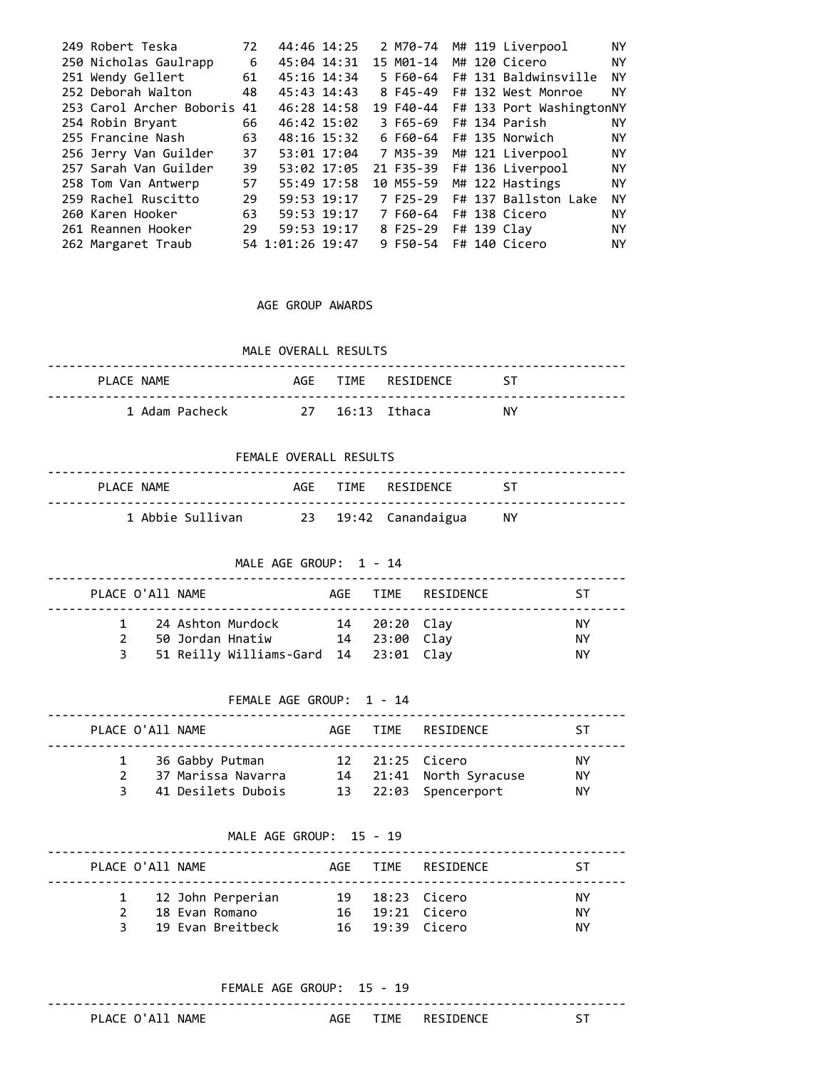| Place | Name | Age | Time | Pace | Div Place | Div | Sex Place | Residence | ST |
|---|---|---|---|---|---|---|---|---|---|
| 249 | Robert Teska | 72 | 44:46 | 14:25 | 2 | M70-74 | M# 119 | Liverpool | NY |
| 250 | Nicholas Gaulrapp | 6 | 45:04 | 14:31 | 15 | M01-14 | M# 120 | Cicero | NY |
| 251 | Wendy Gellert | 61 | 45:16 | 14:34 | 5 | F60-64 | F# 131 | Baldwinsville | NY |
| 252 | Deborah Walton | 48 | 45:43 | 14:43 | 8 | F45-49 | F# 132 | West Monroe | NY |
| 253 | Carol Archer Boboris | 41 | 46:28 | 14:58 | 19 | F40-44 | F# 133 | Port Washington | NY |
| 254 | Robin Bryant | 66 | 46:42 | 15:02 | 3 | F65-69 | F# 134 | Parish | NY |
| 255 | Francine Nash | 63 | 48:16 | 15:32 | 6 | F60-64 | F# 135 | Norwich | NY |
| 256 | Jerry Van Guilder | 37 | 53:01 | 17:04 | 7 | M35-39 | M# 121 | Liverpool | NY |
| 257 | Sarah Van Guilder | 39 | 53:02 | 17:05 | 21 | F35-39 | F# 136 | Liverpool | NY |
| 258 | Tom Van Antwerp | 57 | 55:49 | 17:58 | 10 | M55-59 | M# 122 | Hastings | NY |
| 259 | Rachel Ruscitto | 29 | 59:53 | 19:17 | 7 | F25-29 | F# 137 | Ballston Lake | NY |
| 260 | Karen Hooker | 63 | 59:53 | 19:17 | 7 | F60-64 | F# 138 | Cicero | NY |
| 261 | Reannen Hooker | 29 | 59:53 | 19:17 | 8 | F25-29 | F# 139 | Clay | NY |
| 262 | Margaret Traub | 54 | 1:01:26 | 19:47 | 9 | F50-54 | F# 140 | Cicero | NY |

## AGE GROUP AWARDS

### MALE OVERALL RESULTS

| PLACE | NAME | AGE | TIME | RESIDENCE | ST |
|---|---|---|---|---|---|
| 1 | Adam Pacheck | 27 | 16:13 | Ithaca | NY |

### FEMALE OVERALL RESULTS

| PLACE | NAME | AGE | TIME | RESIDENCE | ST |
|---|---|---|---|---|---|
| 1 | Abbie Sullivan | 23 | 19:42 | Canandaigua | NY |

### MALE AGE GROUP: 1 - 14

| PLACE | O'All | NAME | AGE | TIME | RESIDENCE | ST |
|---|---|---|---|---|---|---|
| 1 | 24 | Ashton Murdock | 14 | 20:20 | Clay | NY |
| 2 | 50 | Jordan Hnatiw | 14 | 23:00 | Clay | NY |
| 3 | 51 | Reilly Williams-Gard | 14 | 23:01 | Clay | NY |

### FEMALE AGE GROUP: 1 - 14

| PLACE | O'All | NAME | AGE | TIME | RESIDENCE | ST |
|---|---|---|---|---|---|---|
| 1 | 36 | Gabby Putman | 12 | 21:25 | Cicero | NY |
| 2 | 37 | Marissa Navarra | 14 | 21:41 | North Syracuse | NY |
| 3 | 41 | Desilets Dubois | 13 | 22:03 | Spencerport | NY |

### MALE AGE GROUP: 15 - 19

| PLACE | O'All | NAME | AGE | TIME | RESIDENCE | ST |
|---|---|---|---|---|---|---|
| 1 | 12 | John Perperian | 19 | 18:23 | Cicero | NY |
| 2 | 18 | Evan Romano | 16 | 19:21 | Cicero | NY |
| 3 | 19 | Evan Breitbeck | 16 | 19:39 | Cicero | NY |

### FEMALE AGE GROUP: 15 - 19

| PLACE | O'All | NAME | AGE | TIME | RESIDENCE | ST |
|---|---|---|---|---|---|---|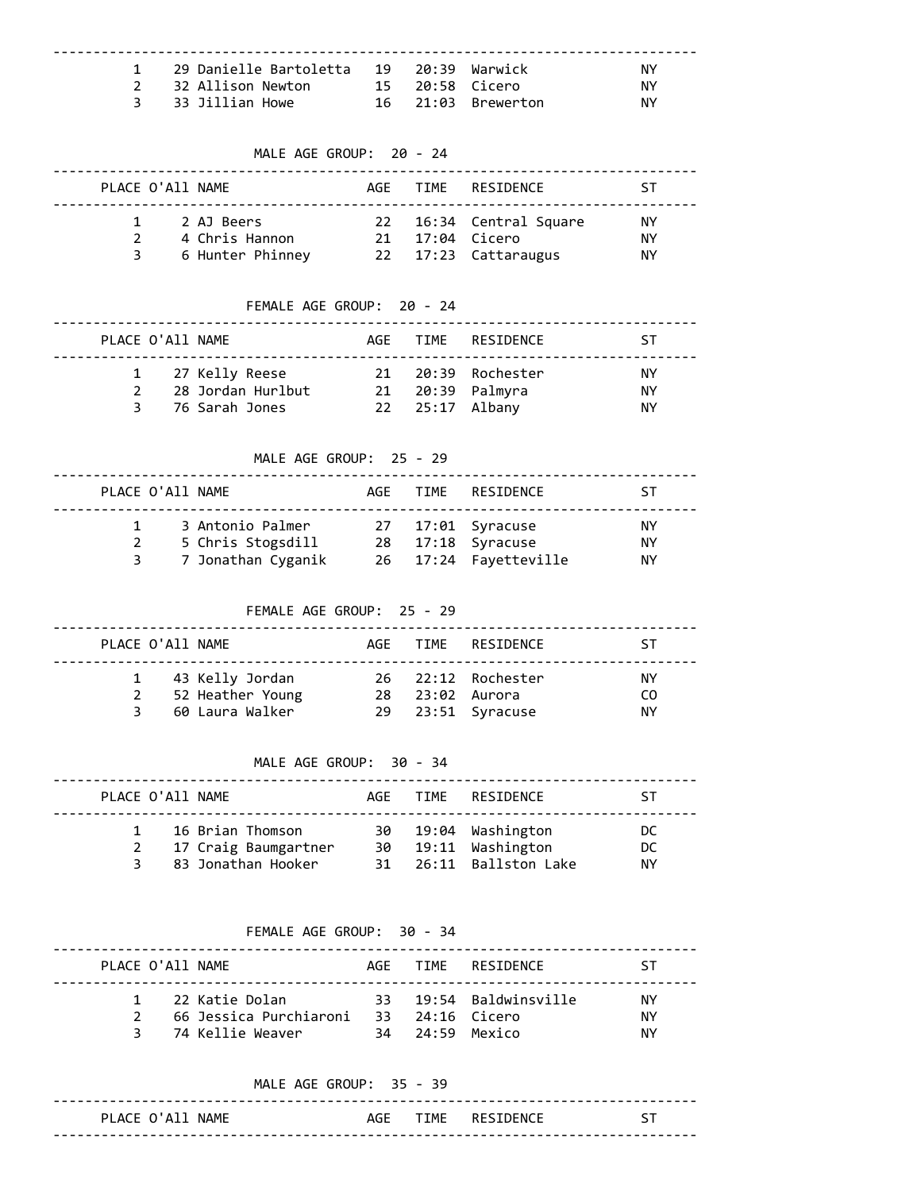| PLACE | O'All | NAME | AGE | TIME | RESIDENCE | ST |
|---|---|---|---|---|---|---|
| 1 | 29 | Danielle Bartoletta | 19 | 20:39 | Warwick | NY |
| 2 | 32 | Allison Newton | 15 | 20:58 | Cicero | NY |
| 3 | 33 | Jillian Howe | 16 | 21:03 | Brewerton | NY |

### MALE AGE GROUP: 20 - 24

| PLACE | O'All | NAME | AGE | TIME | RESIDENCE | ST |
|---|---|---|---|---|---|---|
| 1 | 2 | AJ Beers | 22 | 16:34 | Central Square | NY |
| 2 | 4 | Chris Hannon | 21 | 17:04 | Cicero | NY |
| 3 | 6 | Hunter Phinney | 22 | 17:23 | Cattaraugus | NY |

### FEMALE AGE GROUP: 20 - 24

| PLACE | O'All | NAME | AGE | TIME | RESIDENCE | ST |
|---|---|---|---|---|---|---|
| 1 | 27 | Kelly Reese | 21 | 20:39 | Rochester | NY |
| 2 | 28 | Jordan Hurlbut | 21 | 20:39 | Palmyra | NY |
| 3 | 76 | Sarah Jones | 22 | 25:17 | Albany | NY |

### MALE AGE GROUP: 25 - 29

| PLACE | O'All | NAME | AGE | TIME | RESIDENCE | ST |
|---|---|---|---|---|---|---|
| 1 | 3 | Antonio Palmer | 27 | 17:01 | Syracuse | NY |
| 2 | 5 | Chris Stogsdill | 28 | 17:18 | Syracuse | NY |
| 3 | 7 | Jonathan Cyganik | 26 | 17:24 | Fayetteville | NY |

### FEMALE AGE GROUP: 25 - 29

| PLACE | O'All | NAME | AGE | TIME | RESIDENCE | ST |
|---|---|---|---|---|---|---|
| 1 | 43 | Kelly Jordan | 26 | 22:12 | Rochester | NY |
| 2 | 52 | Heather Young | 28 | 23:02 | Aurora | CO |
| 3 | 60 | Laura Walker | 29 | 23:51 | Syracuse | NY |

### MALE AGE GROUP: 30 - 34

| PLACE | O'All | NAME | AGE | TIME | RESIDENCE | ST |
|---|---|---|---|---|---|---|
| 1 | 16 | Brian Thomson | 30 | 19:04 | Washington | DC |
| 2 | 17 | Craig Baumgartner | 30 | 19:11 | Washington | DC |
| 3 | 83 | Jonathan Hooker | 31 | 26:11 | Ballston Lake | NY |

### FEMALE AGE GROUP: 30 - 34

| PLACE | O'All | NAME | AGE | TIME | RESIDENCE | ST |
|---|---|---|---|---|---|---|
| 1 | 22 | Katie Dolan | 33 | 19:54 | Baldwinsville | NY |
| 2 | 66 | Jessica Purchiaroni | 33 | 24:16 | Cicero | NY |
| 3 | 74 | Kellie Weaver | 34 | 24:59 | Mexico | NY |

### MALE AGE GROUP: 35 - 39

| PLACE | O'All | NAME | AGE | TIME | RESIDENCE | ST |
|---|---|---|---|---|---|---|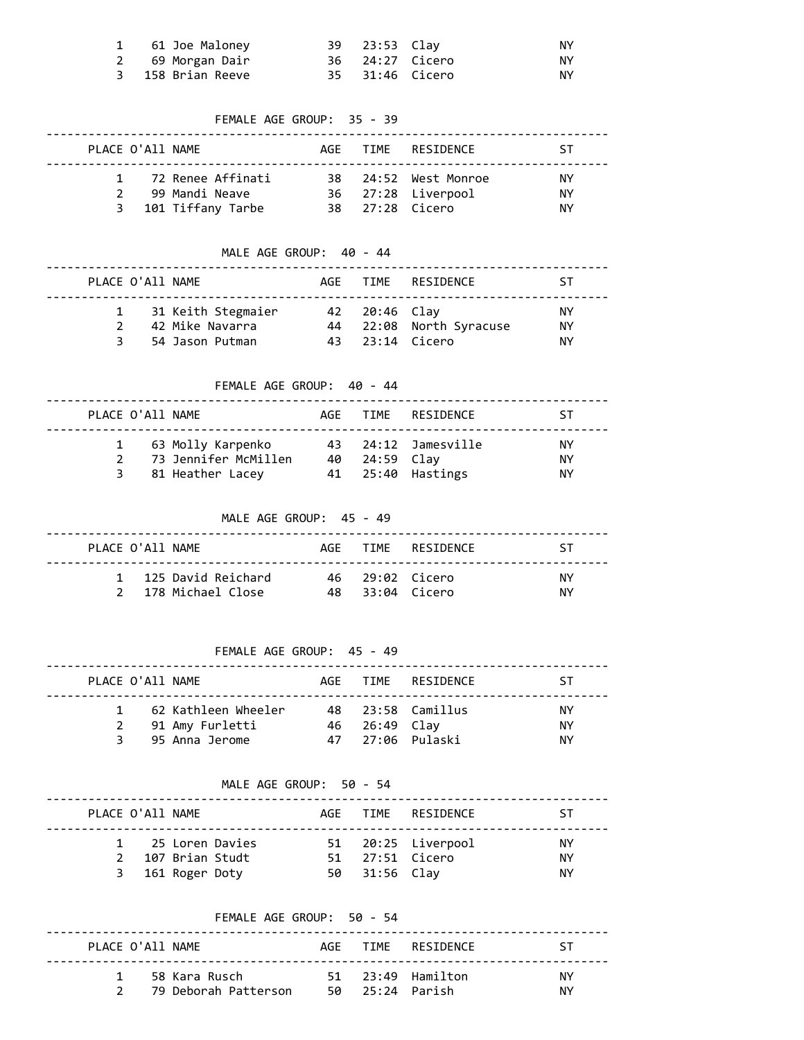| PLACE | O'All | NAME | AGE | TIME | RESIDENCE | ST |
|---|---|---|---|---|---|---|
| 1 | 61 | Joe Maloney | 39 | 23:53 | Clay | NY |
| 2 | 69 | Morgan Dair | 36 | 24:27 | Cicero | NY |
| 3 | 158 | Brian Reeve | 35 | 31:46 | Cicero | NY |

### FEMALE AGE GROUP: 35 - 39

| PLACE | O'All | NAME | AGE | TIME | RESIDENCE | ST |
|---|---|---|---|---|---|---|
| 1 | 72 | Renee Affinati | 38 | 24:52 | West Monroe | NY |
| 2 | 99 | Mandi Neave | 36 | 27:28 | Liverpool | NY |
| 3 | 101 | Tiffany Tarbe | 38 | 27:28 | Cicero | NY |

### MALE AGE GROUP: 40 - 44

| PLACE | O'All | NAME | AGE | TIME | RESIDENCE | ST |
|---|---|---|---|---|---|---|
| 1 | 31 | Keith Stegmaier | 42 | 20:46 | Clay | NY |
| 2 | 42 | Mike Navarra | 44 | 22:08 | North Syracuse | NY |
| 3 | 54 | Jason Putman | 43 | 23:14 | Cicero | NY |

### FEMALE AGE GROUP: 40 - 44

| PLACE | O'All | NAME | AGE | TIME | RESIDENCE | ST |
|---|---|---|---|---|---|---|
| 1 | 63 | Molly Karpenko | 43 | 24:12 | Jamesville | NY |
| 2 | 73 | Jennifer McMillen | 40 | 24:59 | Clay | NY |
| 3 | 81 | Heather Lacey | 41 | 25:40 | Hastings | NY |

### MALE AGE GROUP: 45 - 49

| PLACE | O'All | NAME | AGE | TIME | RESIDENCE | ST |
|---|---|---|---|---|---|---|
| 1 | 125 | David Reichard | 46 | 29:02 | Cicero | NY |
| 2 | 178 | Michael Close | 48 | 33:04 | Cicero | NY |

### FEMALE AGE GROUP: 45 - 49

| PLACE | O'All | NAME | AGE | TIME | RESIDENCE | ST |
|---|---|---|---|---|---|---|
| 1 | 62 | Kathleen Wheeler | 48 | 23:58 | Camillus | NY |
| 2 | 91 | Amy Furletti | 46 | 26:49 | Clay | NY |
| 3 | 95 | Anna Jerome | 47 | 27:06 | Pulaski | NY |

### MALE AGE GROUP: 50 - 54

| PLACE | O'All | NAME | AGE | TIME | RESIDENCE | ST |
|---|---|---|---|---|---|---|
| 1 | 25 | Loren Davies | 51 | 20:25 | Liverpool | NY |
| 2 | 107 | Brian Studt | 51 | 27:51 | Cicero | NY |
| 3 | 161 | Roger Doty | 50 | 31:56 | Clay | NY |

### FEMALE AGE GROUP: 50 - 54

| PLACE | O'All | NAME | AGE | TIME | RESIDENCE | ST |
|---|---|---|---|---|---|---|
| 1 | 58 | Kara Rusch | 51 | 23:49 | Hamilton | NY |
| 2 | 79 | Deborah Patterson | 50 | 25:24 | Parish | NY |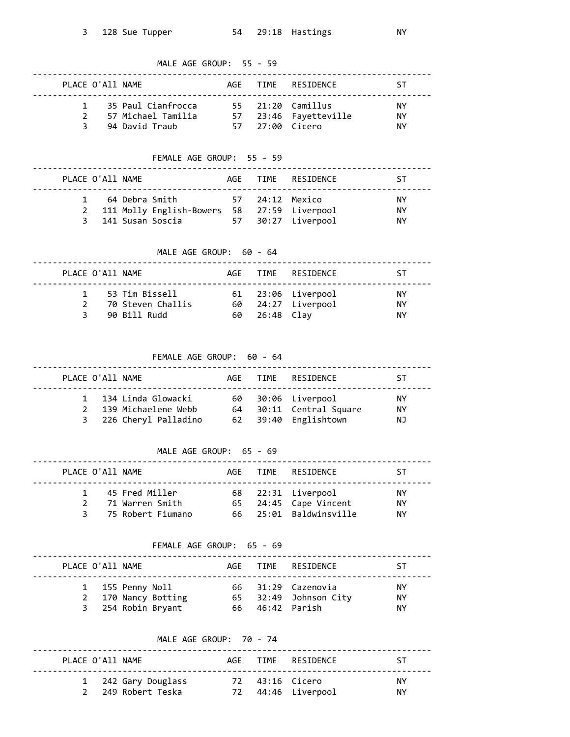| PLACE | O'All | NAME | AGE | TIME | RESIDENCE | ST |
|---|---|---|---|---|---|---|
| 3 | 128 | Sue Tupper | 54 | 29:18 | Hastings | NY |

### MALE AGE GROUP: 55 - 59

| PLACE | O'All | NAME | AGE | TIME | RESIDENCE | ST |
|---|---|---|---|---|---|---|
| 1 | 35 | Paul Cianfrocca | 55 | 21:20 | Camillus | NY |
| 2 | 57 | Michael Tamilia | 57 | 23:46 | Fayetteville | NY |
| 3 | 94 | David Traub | 57 | 27:00 | Cicero | NY |

### FEMALE AGE GROUP: 55 - 59

| PLACE | O'All | NAME | AGE | TIME | RESIDENCE | ST |
|---|---|---|---|---|---|---|
| 1 | 64 | Debra Smith | 57 | 24:12 | Mexico | NY |
| 2 | 111 | Molly English-Bowers | 58 | 27:59 | Liverpool | NY |
| 3 | 141 | Susan Soscia | 57 | 30:27 | Liverpool | NY |

### MALE AGE GROUP: 60 - 64

| PLACE | O'All | NAME | AGE | TIME | RESIDENCE | ST |
|---|---|---|---|---|---|---|
| 1 | 53 | Tim Bissell | 61 | 23:06 | Liverpool | NY |
| 2 | 70 | Steven Challis | 60 | 24:27 | Liverpool | NY |
| 3 | 90 | Bill Rudd | 60 | 26:48 | Clay | NY |

### FEMALE AGE GROUP: 60 - 64

| PLACE | O'All | NAME | AGE | TIME | RESIDENCE | ST |
|---|---|---|---|---|---|---|
| 1 | 134 | Linda Glowacki | 60 | 30:06 | Liverpool | NY |
| 2 | 139 | Michaelene Webb | 64 | 30:11 | Central Square | NY |
| 3 | 226 | Cheryl Palladino | 62 | 39:40 | Englishtown | NJ |

### MALE AGE GROUP: 65 - 69

| PLACE | O'All | NAME | AGE | TIME | RESIDENCE | ST |
|---|---|---|---|---|---|---|
| 1 | 45 | Fred Miller | 68 | 22:31 | Liverpool | NY |
| 2 | 71 | Warren Smith | 65 | 24:45 | Cape Vincent | NY |
| 3 | 75 | Robert Fiumano | 66 | 25:01 | Baldwinsville | NY |

### FEMALE AGE GROUP: 65 - 69

| PLACE | O'All | NAME | AGE | TIME | RESIDENCE | ST |
|---|---|---|---|---|---|---|
| 1 | 155 | Penny Noll | 66 | 31:29 | Cazenovia | NY |
| 2 | 170 | Nancy Botting | 65 | 32:49 | Johnson City | NY |
| 3 | 254 | Robin Bryant | 66 | 46:42 | Parish | NY |

### MALE AGE GROUP: 70 - 74

| PLACE | O'All | NAME | AGE | TIME | RESIDENCE | ST |
|---|---|---|---|---|---|---|
| 1 | 242 | Gary Douglass | 72 | 43:16 | Cicero | NY |
| 2 | 249 | Robert Teska | 72 | 44:46 | Liverpool | NY |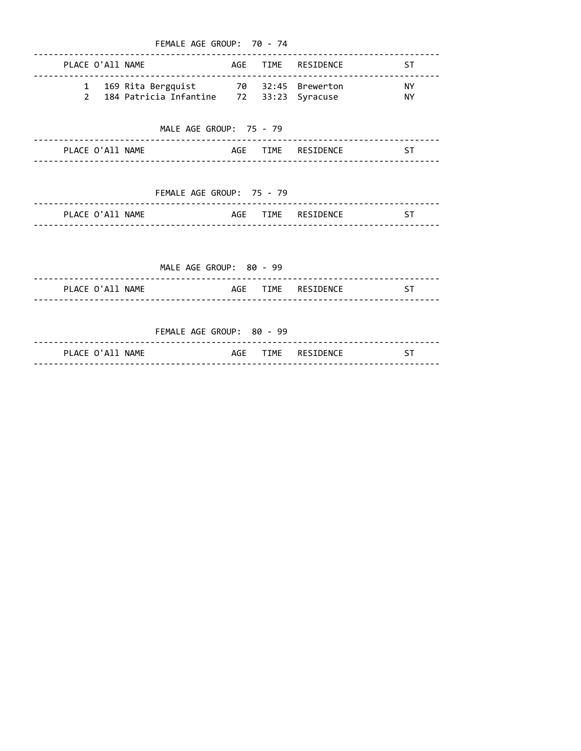FEMALE AGE GROUP: 70 - 74

| PLACE | O'All | NAME | AGE | TIME | RESIDENCE | ST |
|---|---|---|---|---|---|---|
| 1 | 169 | Rita Bergquist | 70 | 32:45 | Brewerton | NY |
| 2 | 184 | Patricia Infantine | 72 | 33:23 | Syracuse | NY |

MALE AGE GROUP: 75 - 79

| PLACE | O'All | NAME | AGE | TIME | RESIDENCE | ST |
|---|---|---|---|---|---|---|

FEMALE AGE GROUP: 75 - 79

| PLACE | O'All | NAME | AGE | TIME | RESIDENCE | ST |
|---|---|---|---|---|---|---|

MALE AGE GROUP: 80 - 99

| PLACE | O'All | NAME | AGE | TIME | RESIDENCE | ST |
|---|---|---|---|---|---|---|

FEMALE AGE GROUP: 80 - 99

| PLACE | O'All | NAME | AGE | TIME | RESIDENCE | ST |
|---|---|---|---|---|---|---|